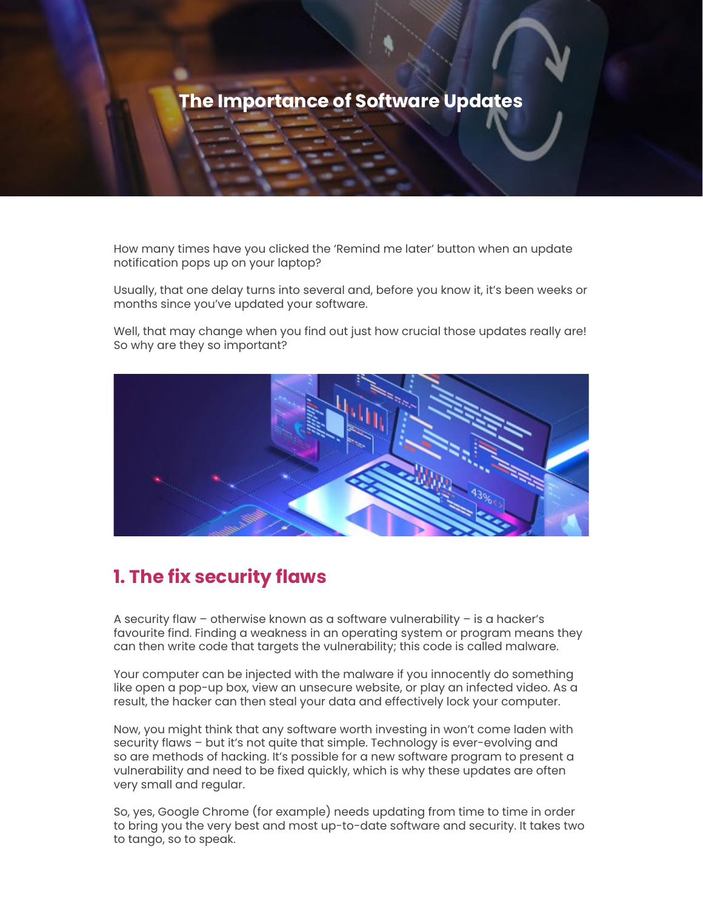# The Importance of Software Updates

How many times have you clicked the 'Remind me later' button when an update notification pops up on your laptop?

Usually, that one delay turns into several and, before you know it, it's been weeks or months since you've updated your software.

Well, that may change when you find out just how crucial those updates really are! So why are they so important?

## 1. The fix security flaws

A security flaw – otherwise known as a software vulnerability – is a hacker's favourite find. Finding a weakness in an operating system or program means they can then write code that targets the vulnerability; this code is called malware.

Your computer can be injected with the malware if you innocently do something like open a pop-up box, view an unsecure website, or play an infected video. As a result, the hacker can then steal your data and effectively lock your computer.

Now, you might think that any software worth investing in won't come laden with security flaws – but it's not quite that simple. Technology is ever-evolving and so are methods of hacking. It's possible for a new software program to present a vulnerability and need to be fixed quickly, which is why these updates are often very small and regular.

So, yes, Google Chrome (for example) needs updating from time to time in order to bring you the very best and most up-to-date software and security. It takes two to tango, so to speak.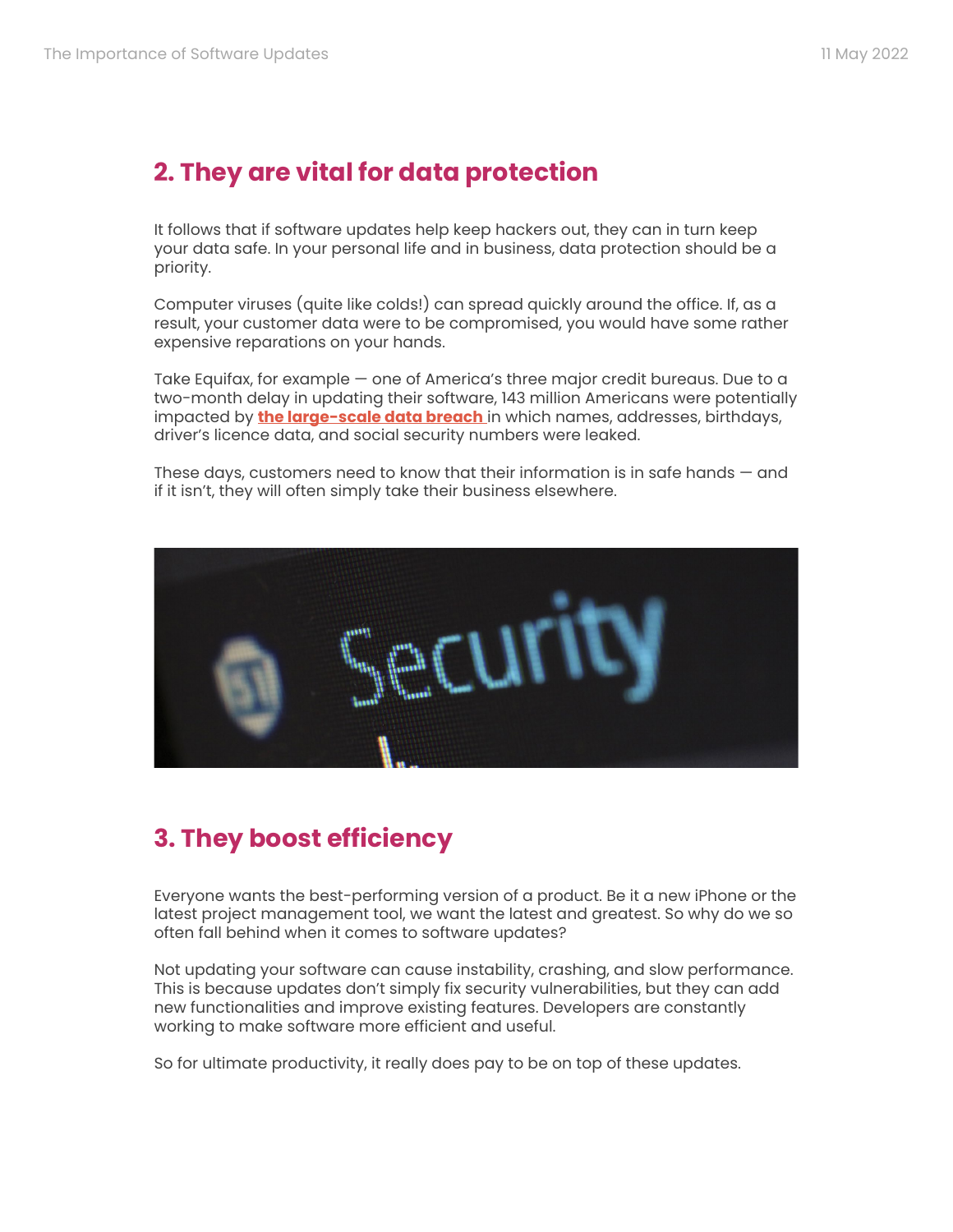## 2. They are vital for data protection

It follows that if software updates help keep hackers out, they can in turn keep your data safe. In your personal life and in business, data protection should be a priority.

Computer viruses (quite like colds!) can spread quickly around the office. If, as a result, your customer data were to be compromised, you would have some rather expensive reparations on your hands.

Take Equifax, for example — one of America's three major credit bureaus. Due to a two-month delay in updating their software, 143 million Americans were potentially impacted by **the large-scale data breach** in which names, addresses, birthdays, driver's licence data, and social security numbers were leaked.

These days, customers need to know that their information is in safe hands — and if it isn't, they will often simply take their business elsewhere.

## 3. They boost efficiency

Everyone wants the best-performing version of a product. Be it a new iPhone or the latest project management tool, we want the latest and greatest. So why do we so often fall behind when it comes to software updates?

Not updating your software can cause instability, crashing, and slow performance. This is because updates don't simply fix security vulnerabilities, but they can add new functionalities and improve existing features. Developers are constantly working to make software more efficient and useful.

So for ultimate productivity, it really does pay to be on top of these updates.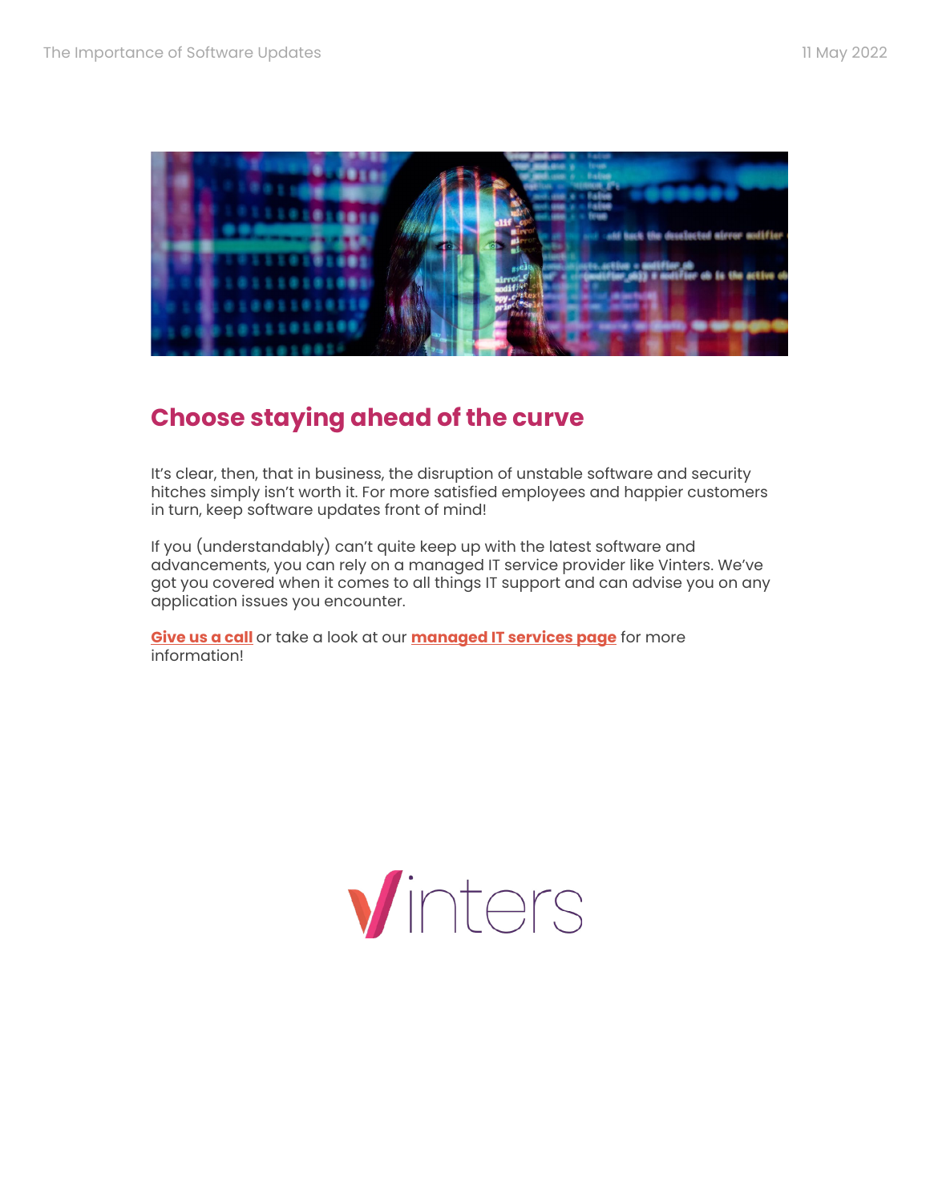## Choose staying ahead of the curve

It's clear, then, that in business, the disruption of unstable software and security hitches simply isn't worth it. For more satisfied employees and happier customers in turn, keep software updates front of mind!

If you (understandably) can't quite keep up with the latest software and advancements, you can rely on a managed IT service provider like Vinters. We've got you covered when it comes to all things IT support and can advise you on any application issues you encounter.

**Give us a call** or take a look at our **managed IT services page** for more information!

Vinters